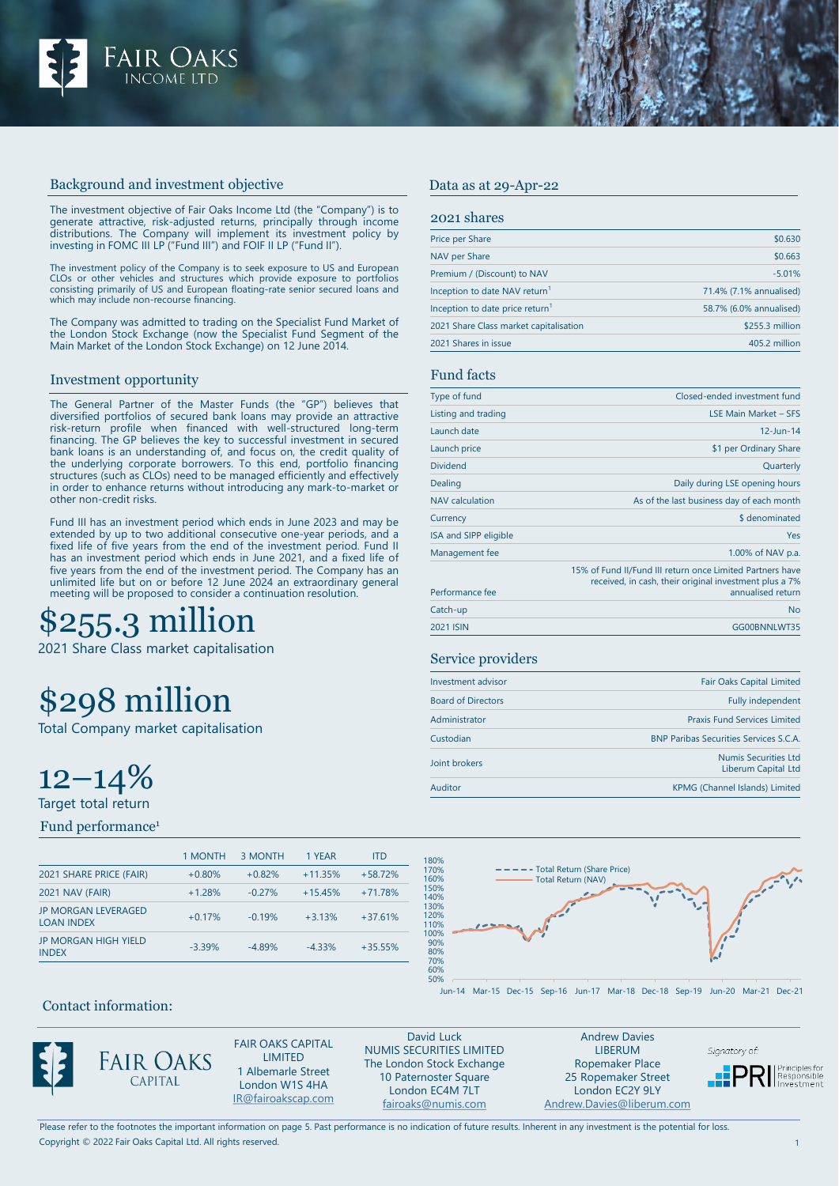# Fair Oaks Income Ltd

## Background and investment objective

The investment objective of Fair Oaks Income Ltd (the "Company") is to generate attractive, risk-adjusted returns, principally through income distributions. The Company will implement its investment policy by investing in FOMC III LP ("Fund III") and FOIF II LP ("Fund II").

The investment policy of the Company is to seek exposure to US and European CLOs or other vehicles and structures which provide exposure to portfolios consisting primarily of US and European floating-rate senior secured loans and which may include non-recourse financing.

The Company was admitted to trading on the Specialist Fund Market of the London Stock Exchange (now the Specialist Fund Segment of the Main Market of the London Stock Exchange) on 12 June 2014.

## Investment opportunity

The General Partner of the Master Funds (the "GP") believes that diversified portfolios of secured bank loans may provide an attractive risk-return profile when financed with well-structured long-term financing. The GP believes the key to successful investment in secured bank loans is an understanding of, and focus on, the credit quality of the underlying corporate borrowers. To this end, portfolio financing structures (such as CLOs) need to be managed efficiently and effectively in order to enhance returns without introducing any mark-to-market or other non-credit risks.

Fund III has an investment period which ends in June 2023 and may be extended by up to two additional consecutive one-year periods, and a fixed life of five years from the end of the investment period. Fund II has an investment period which ends in June 2021, and a fixed life of five years from the end of the investment period. The Company has an unlimited life but on or before 12 June 2024 an extraordinary general meeting will be proposed to consider a continuation resolution.

# $255.3 million
2021 Share Class market capitalisation

# $298 million
Total Company market capitalisation

# 12–14%
Target total return

## Data as at 29-Apr-22

### 2021 shares

| | |
|---|---|
| Price per Share | $0.630 |
| NAV per Share | $0.663 |
| Premium / (Discount) to NAV | -5.01% |
| Inception to date NAV return[1] | 71.4% (7.1% annualised) |
| Inception to date price return[1] | 58.7% (6.0% annualised) |
| 2021 Share Class market capitalisation | $255.3 million |
| 2021 Shares in issue | 405.2 million |

### Fund facts

| | |
|---|---|
| Type of fund | Closed-ended investment fund |
| Listing and trading | LSE Main Market – SFS |
| Launch date | 12-Jun-14 |
| Launch price | $1 per Ordinary Share |
| Dividend | Quarterly |
| Dealing | Daily during LSE opening hours |
| NAV calculation | As of the last business day of each month |
| Currency | $ denominated |
| ISA and SIPP eligible | Yes |
| Management fee | 1.00% of NAV p.a. |
| Performance fee | 15% of Fund II/Fund III return once Limited Partners have received, in cash, their original investment plus a 7% annualised return |
| Catch-up | No |
| 2021 ISIN | GG00BNNLWT35 |

### Service providers

| | |
|---|---|
| Investment advisor | Fair Oaks Capital Limited |
| Board of Directors | Fully independent |
| Administrator | Praxis Fund Services Limited |
| Custodian | BNP Paribas Securities Services S.C.A. |
| Joint brokers | Numis Securities Ltd<br>Liberum Capital Ltd |
| Auditor | KPMG (Channel Islands) Limited |

## Fund performance[1]

| | 1 MONTH | 3 MONTH | 1 YEAR | ITD |
|---|---|---|---|---|
| 2021 SHARE PRICE (FAIR) | +0.80% | +0.82% | +11.35% | +58.72% |
| 2021 NAV (FAIR) | +1.28% | -0.27% | +15.45% | +71.78% |
| JP MORGAN LEVERAGED LOAN INDEX | +0.17% | -0.19% | +3.13% | +37.61% |
| JP MORGAN HIGH YIELD INDEX | -3.39% | -4.89% | -4.33% | +35.55% |

## Contact information:

**FAIR OAKS CAPITAL LIMITED**
1 Albemarle Street
London W1S 4HA
IR@fairoakscap.com

**David Luck**
NUMIS SECURITIES LIMITED
The London Stock Exchange
10 Paternoster Square
London EC4M 7LT
fairoaks@numis.com

**Andrew Davies**
LIBERUM
Ropemaker Place
25 Ropemaker Street
London EC2Y 9LY
Andrew.Davies@liberum.com

Signatory of: PRI Principles for Responsible Investment

Please refer to the footnotes the important information on page 5. Past performance is no indication of future results. Inherent in any investment is the potential for loss.

Copyright © 2022 Fair Oaks Capital Ltd. All rights reserved.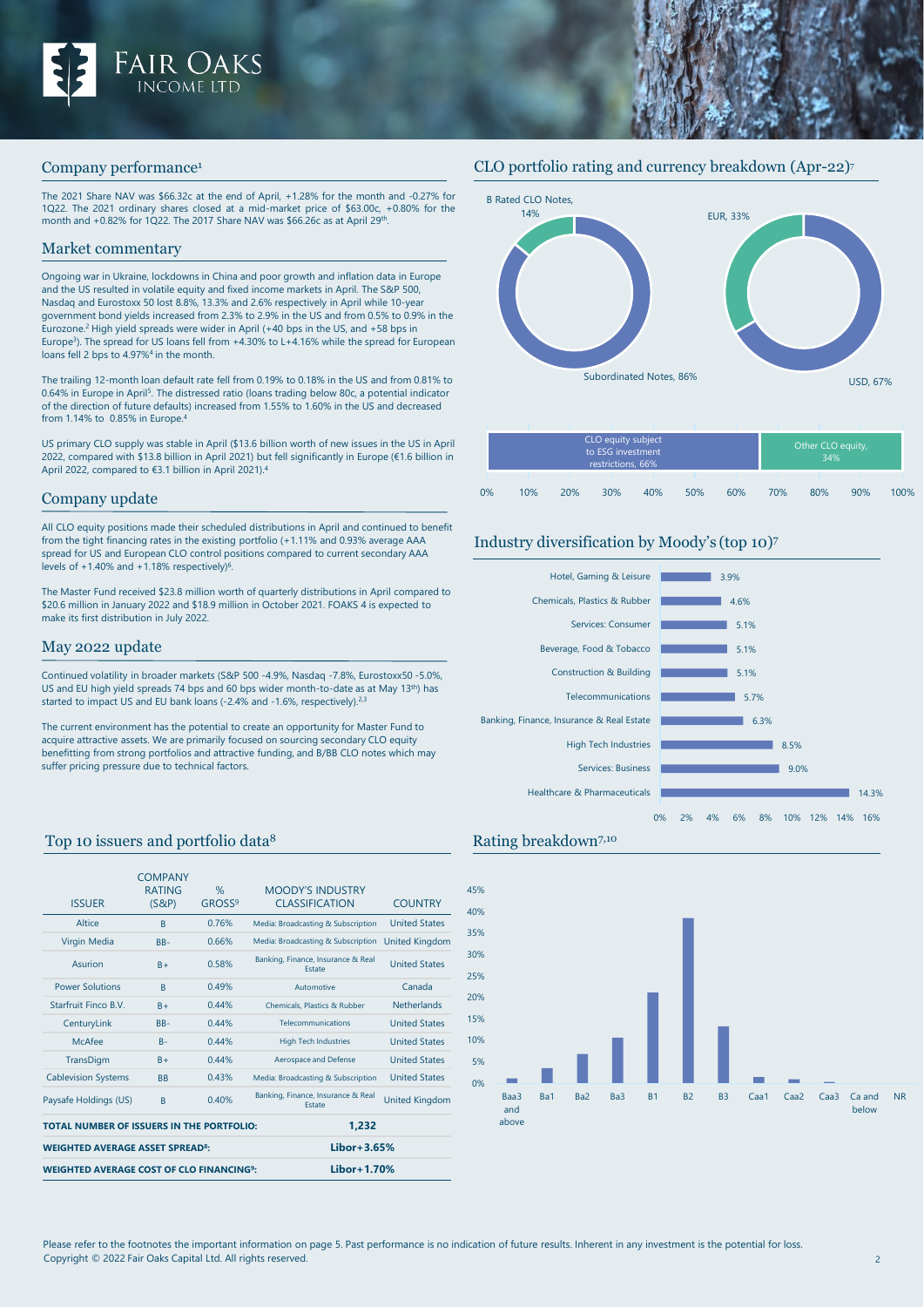## Company performance[1]

The 2021 Share NAV was $66.32c at the end of April, +1.28% for the month and -0.27% for 1Q22. The 2021 ordinary shares closed at a mid-market price of $63.00c, +0.80% for the month and +0.82% for 1Q22. The 2017 Share NAV was $66.26c as at April 29th.

## Market commentary

Ongoing war in Ukraine, lockdowns in China and poor growth and inflation data in Europe and the US resulted in volatile equity and fixed income markets in April. The S&P 500, Nasdaq and Eurostoxx 50 lost 8.8%, 13.3% and 2.6% respectively in April while 10-year government bond yields increased from 2.3% to 2.9% in the US and from 0.5% to 0.9% in the Eurozone.[2] High yield spreads were wider in April (+40 bps in the US, and +58 bps in Europe[3]). The spread for US loans fell from +4.30% to L+4.16% while the spread for European loans fell 2 bps to 4.97%[4] in the month.

The trailing 12-month loan default rate fell from 0.19% to 0.18% in the US and from 0.81% to 0.64% in Europe in April[5]. The distressed ratio (loans trading below 80c, a potential indicator of the direction of future defaults) increased from 1.55% to 1.60% in the US and decreased from 1.14% to 0.85% in Europe.[4]

US primary CLO supply was stable in April ($13.6 billion worth of new issues in the US in April 2022, compared with $13.8 billion in April 2021) but fell significantly in Europe (€1.6 billion in April 2022, compared to €3.1 billion in April 2021).[4]

## Company update

All CLO equity positions made their scheduled distributions in April and continued to benefit from the tight financing rates in the existing portfolio (+1.11% and 0.93% average AAA spread for US and European CLO control positions compared to current secondary AAA levels of +1.40% and +1.18% respectively)[6].

The Master Fund received $23.8 million worth of quarterly distributions in April compared to $20.6 million in January 2022 and $18.9 million in October 2021. FOAKS 4 is expected to make its first distribution in July 2022.

## May 2022 update

Continued volatility in broader markets (S&P 500 -4.9%, Nasdaq -7.8%, Eurostoxx50 -5.0%, US and EU high yield spreads 74 bps and 60 bps wider month-to-date as at May 13th) has started to impact US and EU bank loans (-2.4% and -1.6%, respectively).[2,3]

The current environment has the potential to create an opportunity for Master Fund to acquire attractive assets. We are primarily focused on sourcing secondary CLO equity benefitting from strong portfolios and attractive funding, and B/BB CLO notes which may suffer pricing pressure due to technical factors.

## CLO portfolio rating and currency breakdown (Apr-22)[7]

- B Rated CLO Notes, 14%
- Subordinated Notes, 86%
- EUR, 33%
- USD, 67%
- CLO equity subject to ESG investment restrictions, 66%
- Other CLO equity, 34%

## Industry diversification by Moody's (top 10)[7]

| Industry | % |
|---|---|
| Hotel, Gaming & Leisure | 3.9% |
| Chemicals, Plastics & Rubber | 4.6% |
| Services: Consumer | 5.1% |
| Beverage, Food & Tobacco | 5.1% |
| Construction & Building | 5.1% |
| Telecommunications | 5.7% |
| Banking, Finance, Insurance & Real Estate | 6.3% |
| High Tech Industries | 8.5% |
| Services: Business | 9.0% |
| Healthcare & Pharmaceuticals | 14.3% |

## Top 10 issuers and portfolio data[8]

| ISSUER | COMPANY RATING (S&P) | % GROSS[9] | MOODY'S INDUSTRY CLASSIFICATION | COUNTRY |
|---|---|---|---|---|
| Altice | B | 0.76% | Media: Broadcasting & Subscription | United States |
| Virgin Media | BB- | 0.66% | Media: Broadcasting & Subscription | United Kingdom |
| Asurion | B+ | 0.58% | Banking, Finance, Insurance & Real Estate | United States |
| Power Solutions | B | 0.49% | Automotive | Canada |
| Starfruit Finco B.V. | B+ | 0.44% | Chemicals, Plastics & Rubber | Netherlands |
| CenturyLink | BB- | 0.44% | Telecommunications | United States |
| McAfee | B- | 0.44% | High Tech Industries | United States |
| TransDigm | B+ | 0.44% | Aerospace and Defense | United States |
| Cablevision Systems | BB | 0.43% | Media: Broadcasting & Subscription | United States |
| Paysafe Holdings (US) | B | 0.40% | Banking, Finance, Insurance & Real Estate | United Kingdom |
| **TOTAL NUMBER OF ISSUERS IN THE PORTFOLIO:** | | | **1,232** | |
| **WEIGHTED AVERAGE ASSET SPREAD[8]:** | | | **Libor+3.65%** | |
| **WEIGHTED AVERAGE COST OF CLO FINANCING[9]:** | | | **Libor+1.70%** | |

## Rating breakdown[7,10]

Categories: Baa3 and above, Ba1, Ba2, Ba3, B1, B2, B3, Caa1, Caa2, Caa3, Ca and below, NR

Please refer to the footnotes the important information on page 5. Past performance is no indication of future results. Inherent in any investment is the potential for loss.
Copyright © 2022 Fair Oaks Capital Ltd. All rights reserved.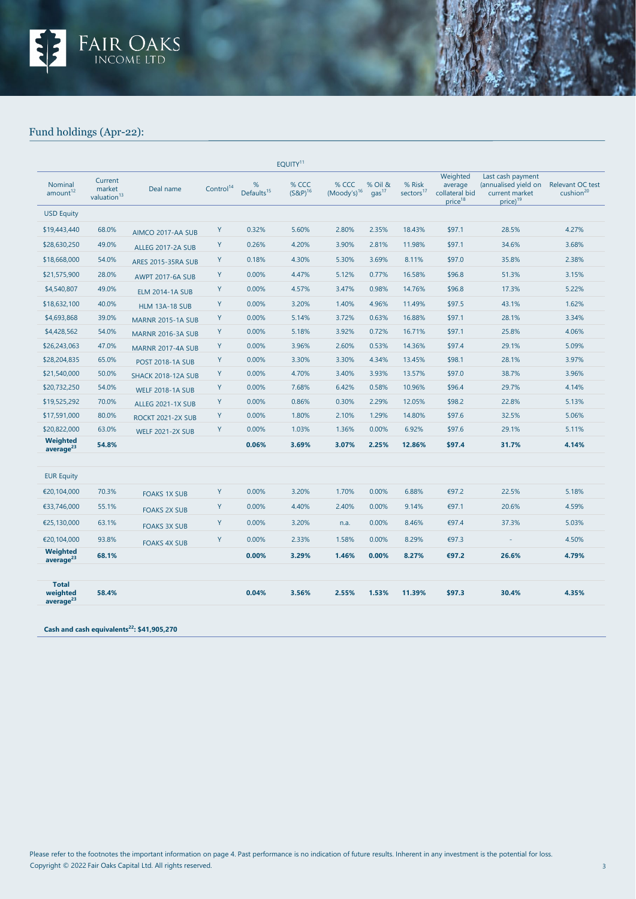## Fund holdings (Apr-22):

| EQUITY[11] | | | | | | | | | | | |
|---|---|---|---|---|---|---|---|---|---|---|---|
| Nominal amount[12] | Current market valuation[13] | Deal name | Control[14] | % Defaults[15] | % CCC (S&P)[16] | % CCC (Moody's)[16] | % Oil & gas[17] | % Risk sectors[17] | Weighted average collateral bid price[18] | Last cash payment (annualised yield on current market price)[19] | Relevant OC test cushion[20] |
| USD Equity | | | | | | | | | | | |
| $19,443,440 | 68.0% | AIMCO 2017-AA SUB | Y | 0.32% | 5.60% | 2.80% | 2.35% | 18.43% | $97.1 | 28.5% | 4.27% |
| $28,630,250 | 49.0% | ALLEG 2017-2A SUB | Y | 0.26% | 4.20% | 3.90% | 2.81% | 11.98% | $97.1 | 34.6% | 3.68% |
| $18,668,000 | 54.0% | ARES 2015-35RA SUB | Y | 0.18% | 4.30% | 5.30% | 3.69% | 8.11% | $97.0 | 35.8% | 2.38% |
| $21,575,900 | 28.0% | AWPT 2017-6A SUB | Y | 0.00% | 4.47% | 5.12% | 0.77% | 16.58% | $96.8 | 51.3% | 3.15% |
| $4,540,807 | 49.0% | ELM 2014-1A SUB | Y | 0.00% | 4.57% | 3.47% | 0.98% | 14.76% | $96.8 | 17.3% | 5.22% |
| $18,632,100 | 40.0% | HLM 13A-18 SUB | Y | 0.00% | 3.20% | 1.40% | 4.96% | 11.49% | $97.5 | 43.1% | 1.62% |
| $4,693,868 | 39.0% | MARNR 2015-1A SUB | Y | 0.00% | 5.14% | 3.72% | 0.63% | 16.88% | $97.1 | 28.1% | 3.34% |
| $4,428,562 | 54.0% | MARNR 2016-3A SUB | Y | 0.00% | 5.18% | 3.92% | 0.72% | 16.71% | $97.1 | 25.8% | 4.06% |
| $26,243,063 | 47.0% | MARNR 2017-4A SUB | Y | 0.00% | 3.96% | 2.60% | 0.53% | 14.36% | $97.4 | 29.1% | 5.09% |
| $28,204,835 | 65.0% | POST 2018-1A SUB | Y | 0.00% | 3.30% | 3.30% | 4.34% | 13.45% | $98.1 | 28.1% | 3.97% |
| $21,540,000 | 50.0% | SHACK 2018-12A SUB | Y | 0.00% | 4.70% | 3.40% | 3.93% | 13.57% | $97.0 | 38.7% | 3.96% |
| $20,732,250 | 54.0% | WELF 2018-1A SUB | Y | 0.00% | 7.68% | 6.42% | 0.58% | 10.96% | $96.4 | 29.7% | 4.14% |
| $19,525,292 | 70.0% | ALLEG 2021-1X SUB | Y | 0.00% | 0.86% | 0.30% | 2.29% | 12.05% | $98.2 | 22.8% | 5.13% |
| $17,591,000 | 80.0% | ROCKT 2021-2X SUB | Y | 0.00% | 1.80% | 2.10% | 1.29% | 14.80% | $97.6 | 32.5% | 5.06% |
| $20,822,000 | 63.0% | WELF 2021-2X SUB | Y | 0.00% | 1.03% | 1.36% | 0.00% | 6.92% | $97.6 | 29.1% | 5.11% |
| **Weighted average[23]** | **54.8%** | | | **0.06%** | **3.69%** | **3.07%** | **2.25%** | **12.86%** | **$97.4** | **31.7%** | **4.14%** |
| EUR Equity | | | | | | | | | | | |
| €20,104,000 | 70.3% | FOAKS 1X SUB | Y | 0.00% | 3.20% | 1.70% | 0.00% | 6.88% | €97.2 | 22.5% | 5.18% |
| €33,746,000 | 55.1% | FOAKS 2X SUB | Y | 0.00% | 4.40% | 2.40% | 0.00% | 9.14% | €97.1 | 20.6% | 4.59% |
| €25,130,000 | 63.1% | FOAKS 3X SUB | Y | 0.00% | 3.20% | n.a. | 0.00% | 8.46% | €97.4 | 37.3% | 5.03% |
| €20,104,000 | 93.8% | FOAKS 4X SUB | Y | 0.00% | 2.33% | 1.58% | 0.00% | 8.29% | €97.3 | - | 4.50% |
| **Weighted average[23]** | **68.1%** | | | **0.00%** | **3.29%** | **1.46%** | **0.00%** | **8.27%** | **€97.2** | **26.6%** | **4.79%** |
| **Total weighted average[23]** | **58.4%** | | | **0.04%** | **3.56%** | **2.55%** | **1.53%** | **11.39%** | **$97.3** | **30.4%** | **4.35%** |

**Cash and cash equivalents[22]: $41,905,270**

Please refer to the footnotes the important information on page 4. Past performance is no indication of future results. Inherent in any investment is the potential for loss.

Copyright © 2022 Fair Oaks Capital Ltd. All rights reserved.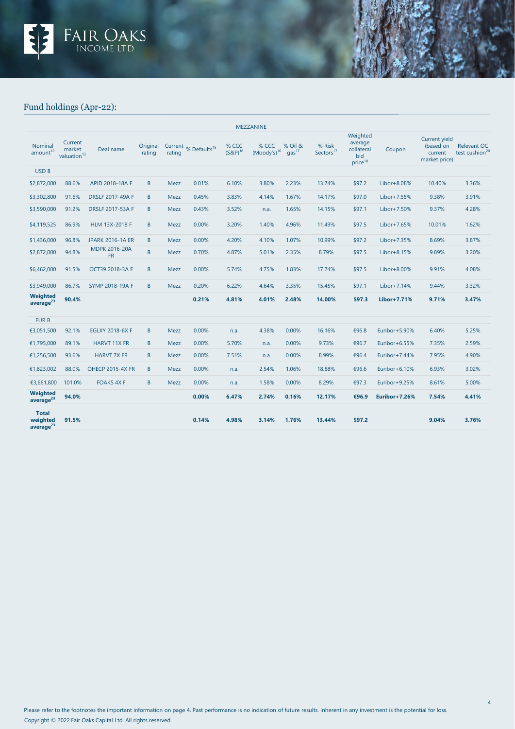## Fund holdings (Apr-22):

| MEZZANINE | | | | | | | | | | | | | |
|---|---|---|---|---|---|---|---|---|---|---|---|---|---|
| Nominal amount[12] | Current market valuation[13] | Deal name | Original rating | Current rating | % Defaults[15] | % CCC (S&P)[16] | % CCC (Moody's)[16] | % Oil & gas[17] | % Risk Sectors[17] | Weighted average collateral bid price[18] | Coupon | Current yield (based on current market price) | Relevant OC test cushion[20] |
| USD B | | | | | | | | | | | | | |
| $2,872,000 | 88.6% | APID 2018-18A F | B | Mezz | 0.01% | 6.10% | 3.80% | 2.23% | 13.74% | $97.2 | Libor+8.08% | 10.40% | 3.36% |
| $3,302,800 | 91.6% | DRSLF 2017-49A F | B | Mezz | 0.45% | 3.83% | 4.14% | 1.67% | 14.17% | $97.0 | Libor+7.55% | 9.38% | 3.91% |
| $3,590,000 | 91.2% | DRSLF 2017-53A F | B | Mezz | 0.43% | 3.52% | n.a. | 1.65% | 14.15% | $97.1 | Libor+7.50% | 9.37% | 4.28% |
| $4,119,525 | 86.9% | HLM 13X-2018 F | B | Mezz | 0.00% | 3.20% | 1.40% | 4.96% | 11.49% | $97.5 | Libor+7.65% | 10.01% | 1.62% |
| $1,436,000 | 96.8% | JPARK 2016-1A ER | B | Mezz | 0.00% | 4.20% | 4.10% | 1.07% | 10.99% | $97.2 | Libor+7.35% | 8.69% | 3.87% |
| $2,872,000 | 94.8% | MDPK 2016-20A FR | B | Mezz | 0.70% | 4.87% | 5.01% | 2.35% | 8.79% | $97.5 | Libor+8.15% | 9.89% | 3.20% |
| $6,462,000 | 91.5% | OCT39 2018-3A F | B | Mezz | 0.00% | 5.74% | 4.75% | 1.83% | 17.74% | $97.5 | Libor+8.00% | 9.91% | 4.08% |
| $3,949,000 | 86.7% | SYMP 2018-19A F | B | Mezz | 0.20% | 6.22% | 4.64% | 3.35% | 15.45% | $97.1 | Libor+7.14% | 9.44% | 3.32% |
| **Weighted average[23]** | **90.4%** | | | | **0.21%** | **4.81%** | **4.01%** | **2.48%** | **14.00%** | **$97.3** | **Libor+7.71%** | **9.71%** | **3.47%** |
| EUR B | | | | | | | | | | | | | |
| €3,051,500 | 92.1% | EGLXY 2018-6X F | B | Mezz | 0.00% | n.a. | 4.38% | 0.00% | 16.16% | €96.8 | Euribor+5.90% | 6.40% | 5.25% |
| €1,795,000 | 89.1% | HARVT 11X FR | B | Mezz | 0.00% | 5.70% | n.a. | 0.00% | 9.73% | €96.7 | Euribor+6.55% | 7.35% | 2.59% |
| €1,256,500 | 93.6% | HARVT 7X FR | B | Mezz | 0.00% | 7.51% | n.a. | 0.00% | 8.99% | €96.4 | Euribor+7.44% | 7.95% | 4.90% |
| €1,823,002 | 88.0% | OHECP 2015-4X FR | B | Mezz | 0.00% | n.a. | 2.54% | 1.06% | 18.88% | €96.6 | Euribor+6.10% | 6.93% | 3.02% |
| €3,661,800 | 101.0% | FOAKS 4X F | B | Mezz | 0.00% | n.a. | 1.58% | 0.00% | 8.29% | €97.3 | Euribor+9.25% | 8.61% | 5.00% |
| **Weighted average[23]** | **94.0%** | | | | **0.00%** | **6.47%** | **2.74%** | **0.16%** | **12.17%** | **€96.9** | **Euribor+7.26%** | **7.54%** | **4.41%** |
| **Total weighted average[23]** | **91.5%** | | | | **0.14%** | **4.98%** | **3.14%** | **1.76%** | **13.44%** | **$97.2** | | **9.04%** | **3.76%** |

Please refer to the footnotes the important information on page 4. Past performance is no indication of future results. Inherent in any investment is the potential for loss.

Copyright © 2022 Fair Oaks Capital Ltd. All rights reserved.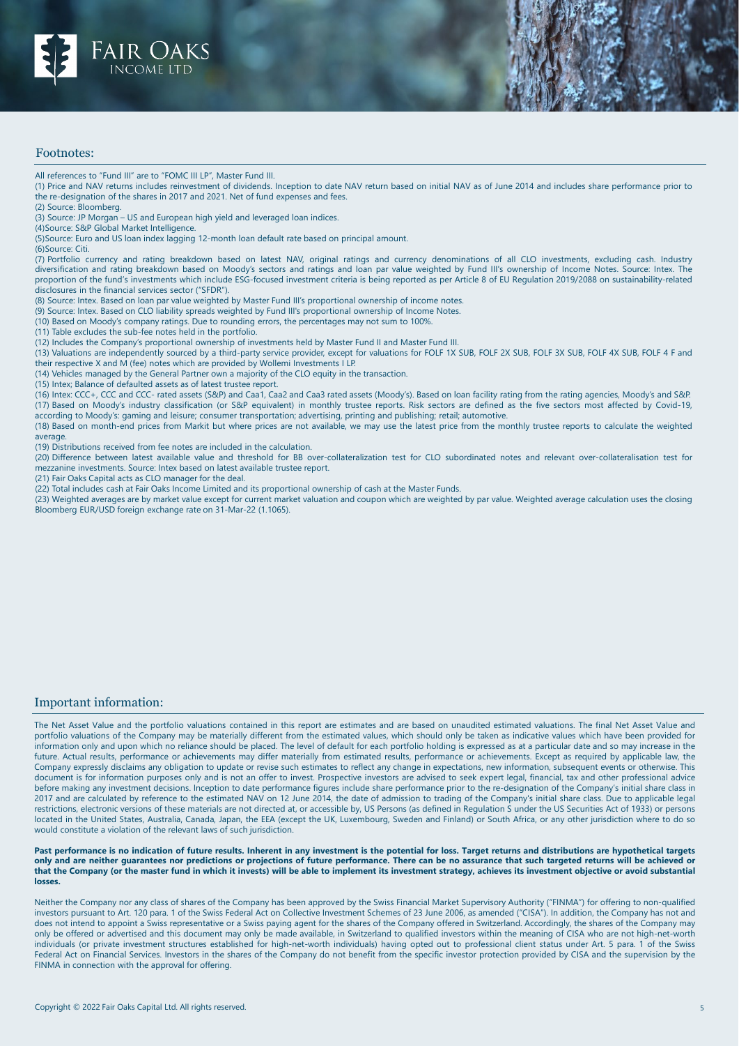## Footnotes:

All references to "Fund III" are to "FOMC III LP", Master Fund III.

(1) Price and NAV returns includes reinvestment of dividends. Inception to date NAV return based on initial NAV as of June 2014 and includes share performance prior to the re-designation of the shares in 2017 and 2021. Net of fund expenses and fees.

(2) Source: Bloomberg.

(3) Source: JP Morgan – US and European high yield and leveraged loan indices.

(4)Source: S&P Global Market Intelligence.

(5)Source: Euro and US loan index lagging 12-month loan default rate based on principal amount.

(6)Source: Citi.

(7) Portfolio currency and rating breakdown based on latest NAV, original ratings and currency denominations of all CLO investments, excluding cash. Industry diversification and rating breakdown based on Moody's sectors and ratings and loan par value weighted by Fund III's ownership of Income Notes. Source: Intex. The proportion of the fund's investments which include ESG-focused investment criteria is being reported as per Article 8 of EU Regulation 2019/2088 on sustainability-related disclosures in the financial services sector ("SFDR").

(8) Source: Intex. Based on loan par value weighted by Master Fund III's proportional ownership of income notes.

(9) Source: Intex. Based on CLO liability spreads weighted by Fund III's proportional ownership of Income Notes.

(10) Based on Moody's company ratings. Due to rounding errors, the percentages may not sum to 100%.

(11) Table excludes the sub-fee notes held in the portfolio.

(12) Includes the Company's proportional ownership of investments held by Master Fund II and Master Fund III.

(13) Valuations are independently sourced by a third-party service provider, except for valuations for FOLF 1X SUB, FOLF 2X SUB, FOLF 3X SUB, FOLF 4X SUB, FOLF 4 F and their respective X and M (fee) notes which are provided by Wollemi Investments I LP.

(14) Vehicles managed by the General Partner own a majority of the CLO equity in the transaction.

(15) Intex; Balance of defaulted assets as of latest trustee report.

(16) Intex: CCC+, CCC and CCC- rated assets (S&P) and Caa1, Caa2 and Caa3 rated assets (Moody's). Based on loan facility rating from the rating agencies, Moody's and S&P.

(17) Based on Moody's industry classification (or S&P equivalent) in monthly trustee reports. Risk sectors are defined as the five sectors most affected by Covid-19, according to Moody's: gaming and leisure; consumer transportation; advertising, printing and publishing; retail; automotive.

(18) Based on month-end prices from Markit but where prices are not available, we may use the latest price from the monthly trustee reports to calculate the weighted average.

(19) Distributions received from fee notes are included in the calculation.

(20) Difference between latest available value and threshold for BB over-collateralization test for CLO subordinated notes and relevant over-collateralisation test for mezzanine investments. Source: Intex based on latest available trustee report.

(21) Fair Oaks Capital acts as CLO manager for the deal.

(22) Total includes cash at Fair Oaks Income Limited and its proportional ownership of cash at the Master Funds.

(23) Weighted averages are by market value except for current market valuation and coupon which are weighted by par value. Weighted average calculation uses the closing Bloomberg EUR/USD foreign exchange rate on 31-Mar-22 (1.1065).

## Important information:

The Net Asset Value and the portfolio valuations contained in this report are estimates and are based on unaudited estimated valuations. The final Net Asset Value and portfolio valuations of the Company may be materially different from the estimated values, which should only be taken as indicative values which have been provided for information only and upon which no reliance should be placed. The level of default for each portfolio holding is expressed as at a particular date and so may increase in the future. Actual results, performance or achievements may differ materially from estimated results, performance or achievements. Except as required by applicable law, the Company expressly disclaims any obligation to update or revise such estimates to reflect any change in expectations, new information, subsequent events or otherwise. This document is for information purposes only and is not an offer to invest. Prospective investors are advised to seek expert legal, financial, tax and other professional advice before making any investment decisions. Inception to date performance figures include share performance prior to the re-designation of the Company's initial share class in 2017 and are calculated by reference to the estimated NAV on 12 June 2014, the date of admission to trading of the Company's initial share class. Due to applicable legal restrictions, electronic versions of these materials are not directed at, or accessible by, US Persons (as defined in Regulation S under the US Securities Act of 1933) or persons located in the United States, Australia, Canada, Japan, the EEA (except the UK, Luxembourg, Sweden and Finland) or South Africa, or any other jurisdiction where to do so would constitute a violation of the relevant laws of such jurisdiction.

**Past performance is no indication of future results. Inherent in any investment is the potential for loss. Target returns and distributions are hypothetical targets only and are neither guarantees nor predictions or projections of future performance. There can be no assurance that such targeted returns will be achieved or that the Company (or the master fund in which it invests) will be able to implement its investment strategy, achieves its investment objective or avoid substantial losses.**

Neither the Company nor any class of shares of the Company has been approved by the Swiss Financial Market Supervisory Authority ("FINMA") for offering to non-qualified investors pursuant to Art. 120 para. 1 of the Swiss Federal Act on Collective Investment Schemes of 23 June 2006, as amended ("CISA"). In addition, the Company has not and does not intend to appoint a Swiss representative or a Swiss paying agent for the shares of the Company offered in Switzerland. Accordingly, the shares of the Company may only be offered or advertised and this document may only be made available, in Switzerland to qualified investors within the meaning of CISA who are not high-net-worth individuals (or private investment structures established for high-net-worth individuals) having opted out to professional client status under Art. 5 para. 1 of the Swiss Federal Act on Financial Services. Investors in the shares of the Company do not benefit from the specific investor protection provided by CISA and the supervision by the FINMA in connection with the approval for offering.

Copyright © 2022 Fair Oaks Capital Ltd. All rights reserved.